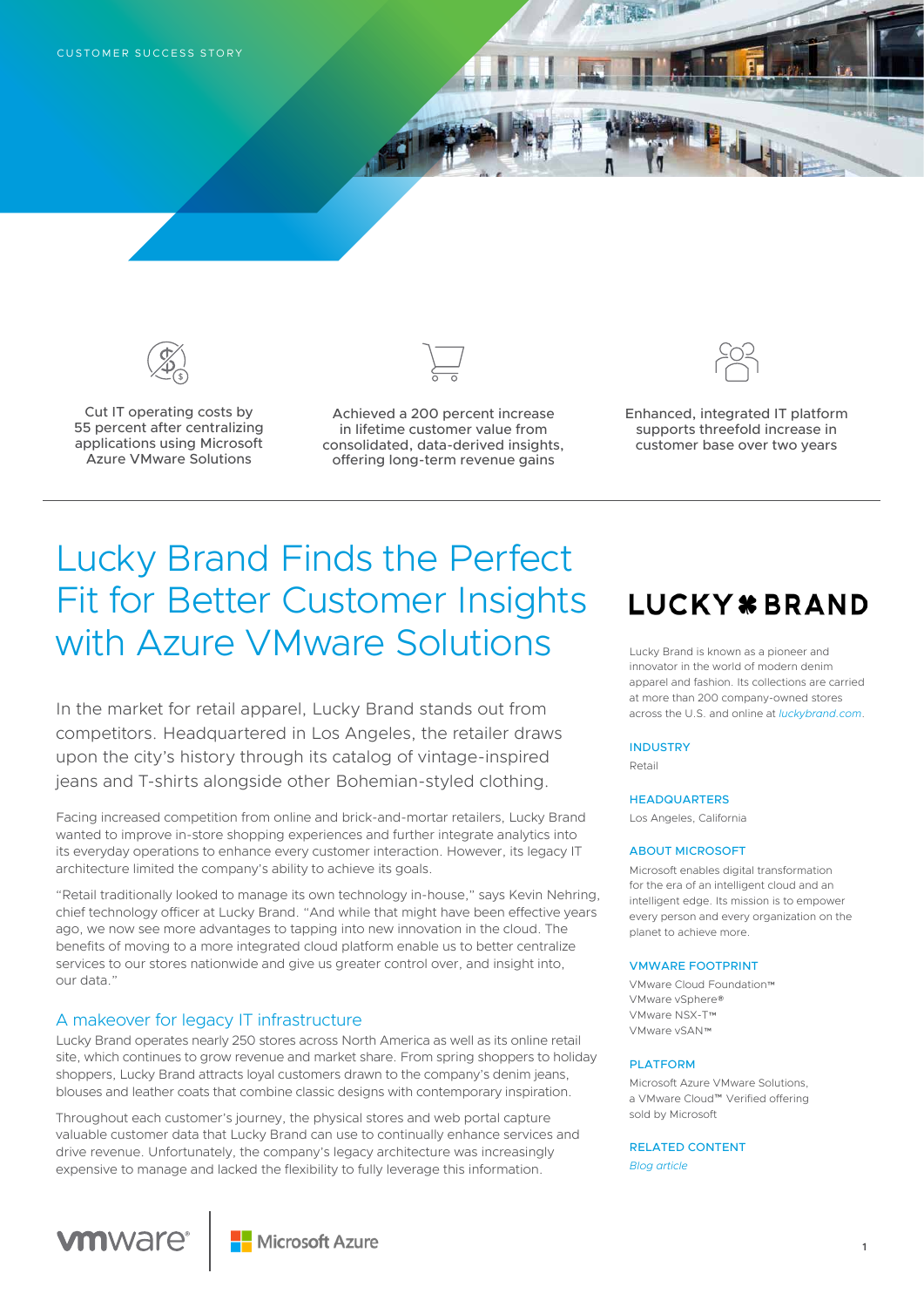CUSTOMER SUCCESS STORY

Cut IT operating costs by 55 percent after centralizing applications using Microsoft Azure VMware Solutions

Achieved a 200 percent increase in lifetime customer value from consolidated, data-derived insights, offering long-term revenue gains

Enhanced, integrated IT platform supports threefold increase in customer base over two years

# Lucky Brand Finds the Perfect Fit for Better Customer Insights with Azure VMware Solutions

In the market for retail apparel, Lucky Brand stands out from competitors. Headquartered in Los Angeles, the retailer draws upon the city's history through its catalog of vintage-inspired jeans and T-shirts alongside other Bohemian-styled clothing.

Facing increased competition from online and brick-and-mortar retailers, Lucky Brand wanted to improve in-store shopping experiences and further integrate analytics into its everyday operations to enhance every customer interaction. However, its legacy IT architecture limited the company's ability to achieve its goals.

"Retail traditionally looked to manage its own technology in-house," says Kevin Nehring, chief technology officer at Lucky Brand. "And while that might have been effective years ago, we now see more advantages to tapping into new innovation in the cloud. The benefits of moving to a more integrated cloud platform enable us to better centralize services to our stores nationwide and give us greater control over, and insight into, our data."

## A makeover for legacy IT infrastructure

Lucky Brand operates nearly 250 stores across North America as well as its online retail site, which continues to grow revenue and market share. From spring shoppers to holiday shoppers, Lucky Brand attracts loyal customers drawn to the company's denim jeans, blouses and leather coats that combine classic designs with contemporary inspiration.

Throughout each customer's journey, the physical stores and web portal capture valuable customer data that Lucky Brand can use to continually enhance services and drive revenue. Unfortunately, the company's legacy architecture was increasingly expensive to manage and lacked the flexibility to fully leverage this information.

**LUCKY BRAND**

Lucky Brand is known as a pioneer and innovator in the world of modern denim apparel and fashion. Its collections are carried at more than 200 company-owned stores across the U.S. and online at *luckybrand.com*.

**INDUSTRY**

Retail

**HEADQUARTERS**

Los Angeles, California

**ABOUT MICROSOFT**

Microsoft enables digital transformation for the era of an intelligent cloud and an intelligent edge. Its mission is to empower every person and every organization on the planet to achieve more.

**VMWARE FOOTPRINT**

VMware Cloud Foundation™
VMware vSphere®
VMware NSX-T™
VMware vSAN™

**PLATFORM**

Microsoft Azure VMware Solutions, a VMware Cloud™ Verified offering sold by Microsoft

**RELATED CONTENT**

*Blog article*

vmware® | Microsoft Azure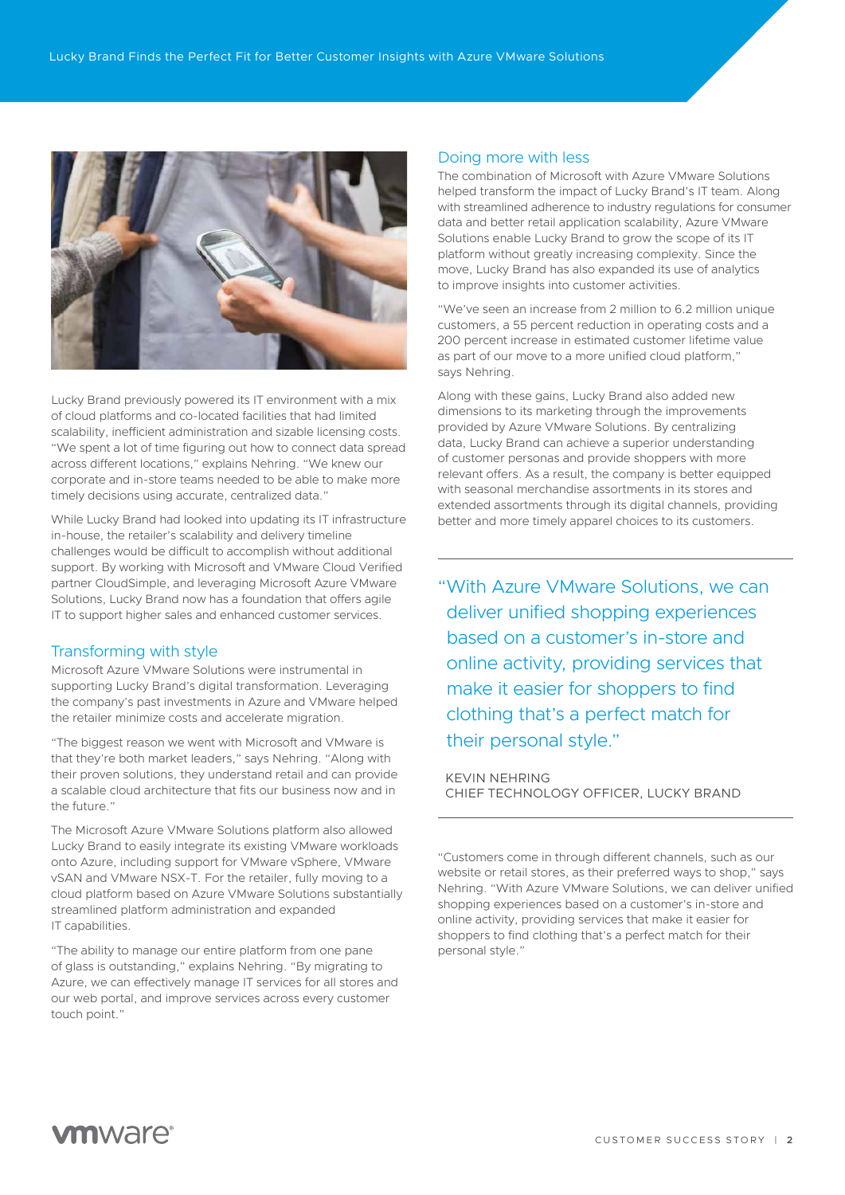Lucky Brand previously powered its IT environment with a mix of cloud platforms and co-located facilities that had limited scalability, inefficient administration and sizable licensing costs. "We spent a lot of time figuring out how to connect data spread across different locations," explains Nehring. "We knew our corporate and in-store teams needed to be able to make more timely decisions using accurate, centralized data."

While Lucky Brand had looked into updating its IT infrastructure in-house, the retailer's scalability and delivery timeline challenges would be difficult to accomplish without additional support. By working with Microsoft and VMware Cloud Verified partner CloudSimple, and leveraging Microsoft Azure VMware Solutions, Lucky Brand now has a foundation that offers agile IT to support higher sales and enhanced customer services.

## Transforming with style

Microsoft Azure VMware Solutions were instrumental in supporting Lucky Brand's digital transformation. Leveraging the company's past investments in Azure and VMware helped the retailer minimize costs and accelerate migration.

"The biggest reason we went with Microsoft and VMware is that they're both market leaders," says Nehring. "Along with their proven solutions, they understand retail and can provide a scalable cloud architecture that fits our business now and in the future."

The Microsoft Azure VMware Solutions platform also allowed Lucky Brand to easily integrate its existing VMware workloads onto Azure, including support for VMware vSphere, VMware vSAN and VMware NSX-T. For the retailer, fully moving to a cloud platform based on Azure VMware Solutions substantially streamlined platform administration and expanded IT capabilities.

"The ability to manage our entire platform from one pane of glass is outstanding," explains Nehring. "By migrating to Azure, we can effectively manage IT services for all stores and our web portal, and improve services across every customer touch point."

## Doing more with less

The combination of Microsoft with Azure VMware Solutions helped transform the impact of Lucky Brand's IT team. Along with streamlined adherence to industry regulations for consumer data and better retail application scalability, Azure VMware Solutions enable Lucky Brand to grow the scope of its IT platform without greatly increasing complexity. Since the move, Lucky Brand has also expanded its use of analytics to improve insights into customer activities.

"We've seen an increase from 2 million to 6.2 million unique customers, a 55 percent reduction in operating costs and a 200 percent increase in estimated customer lifetime value as part of our move to a more unified cloud platform," says Nehring.

Along with these gains, Lucky Brand also added new dimensions to its marketing through the improvements provided by Azure VMware Solutions. By centralizing data, Lucky Brand can achieve a superior understanding of customer personas and provide shoppers with more relevant offers. As a result, the company is better equipped with seasonal merchandise assortments in its stores and extended assortments through its digital channels, providing better and more timely apparel choices to its customers.

---

> "With Azure VMware Solutions, we can deliver unified shopping experiences based on a customer's in-store and online activity, providing services that make it easier for shoppers to find clothing that's a perfect match for their personal style."
>
> KEVIN NEHRING
> CHIEF TECHNOLOGY OFFICER, LUCKY BRAND

---

"Customers come in through different channels, such as our website or retail stores, as their preferred ways to shop," says Nehring. "With Azure VMware Solutions, we can deliver unified shopping experiences based on a customer's in-store and online activity, providing services that make it easier for shoppers to find clothing that's a perfect match for their personal style."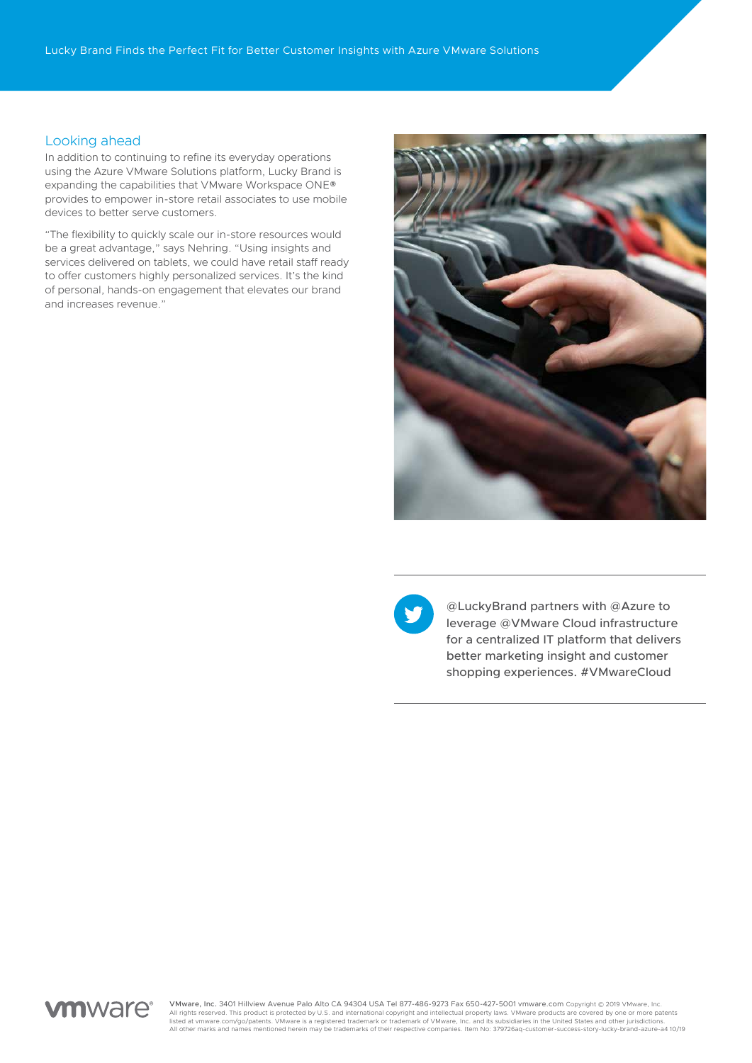## Looking ahead

In addition to continuing to refine its everyday operations using the Azure VMware Solutions platform, Lucky Brand is expanding the capabilities that VMware Workspace ONE® provides to empower in-store retail associates to use mobile devices to better serve customers.

"The flexibility to quickly scale our in-store resources would be a great advantage," says Nehring. "Using insights and services delivered on tablets, we could have retail staff ready to offer customers highly personalized services. It's the kind of personal, hands-on engagement that elevates our brand and increases revenue."

@LuckyBrand partners with @Azure to leverage @VMware Cloud infrastructure for a centralized IT platform that delivers better marketing insight and customer shopping experiences. #VMwareCloud

**VMware, Inc.** 3401 Hillview Avenue Palo Alto CA 94304 USA Tel 877-486-9273 Fax 650-427-5001 vmware.com Copyright © 2019 VMware, Inc. All rights reserved. This product is protected by U.S. and international copyright and intellectual property laws. VMware products are covered by one or more patents listed at vmware.com/go/patents. VMware is a registered trademark or trademark of VMware, Inc. and its subsidiaries in the United States and other jurisdictions. All other marks and names mentioned herein may be trademarks of their respective companies. Item No: 379726aq-customer-success-story-lucky-brand-azure-a4 10/19